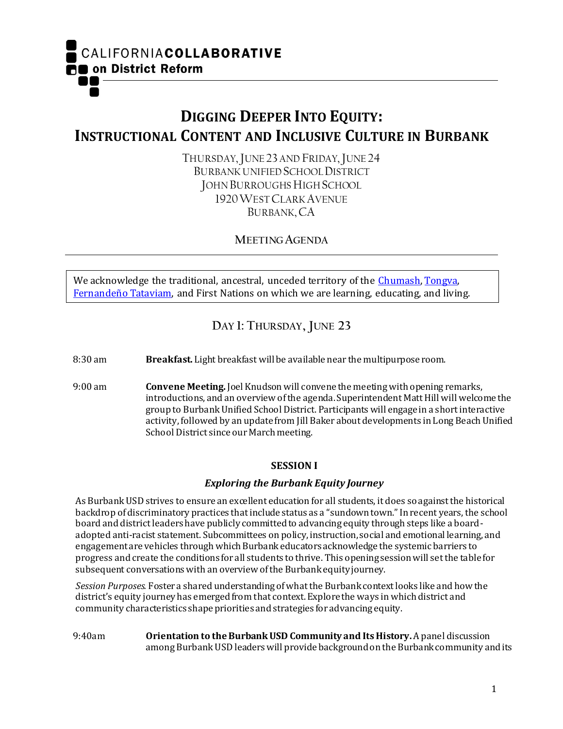CALIFORNIA **COLLABORATIVE**
**on District Reform**

# DIGGING DEEPER INTO EQUITY: INSTRUCTIONAL CONTENT AND INCLUSIVE CULTURE IN BURBANK

THURSDAY, JUNE 23 AND FRIDAY, JUNE 24
BURBANK UNIFIED SCHOOL DISTRICT
JOHN BURROUGHS HIGH SCHOOL
1920 WEST CLARK AVENUE
BURBANK, CA

MEETING AGENDA

---

We acknowledge the traditional, ancestral, unceded territory of the [Chumash](), [Tongva](), [Fernandeño Tataviam](), and First Nations on which we are learning, educating, and living.

## DAY 1: THURSDAY, JUNE 23

8:30 am — **Breakfast.** Light breakfast will be available near the multipurpose room.

9:00 am — **Convene Meeting.** Joel Knudson will convene the meeting with opening remarks, introductions, and an overview of the agenda. Superintendent Matt Hill will welcome the group to Burbank Unified School District. Participants will engage in a short interactive activity, followed by an update from Jill Baker about developments in Long Beach Unified School District since our March meeting.

### SESSION I

#### *Exploring the Burbank Equity Journey*

As Burbank USD strives to ensure an excellent education for all students, it does so against the historical backdrop of discriminatory practices that include status as a "sundown town." In recent years, the school board and district leaders have publicly committed to advancing equity through steps like a board-adopted anti-racist statement. Subcommittees on policy, instruction, social and emotional learning, and engagement are vehicles through which Burbank educators acknowledge the systemic barriers to progress and create the conditions for all students to thrive. This opening session will set the table for subsequent conversations with an overview of the Burbank equity journey.

*Session Purposes.* Foster a shared understanding of what the Burbank context looks like and how the district's equity journey has emerged from that context. Explore the ways in which district and community characteristics shape priorities and strategies for advancing equity.

9:40am — **Orientation to the Burbank USD Community and Its History.** A panel discussion among Burbank USD leaders will provide background on the Burbank community and its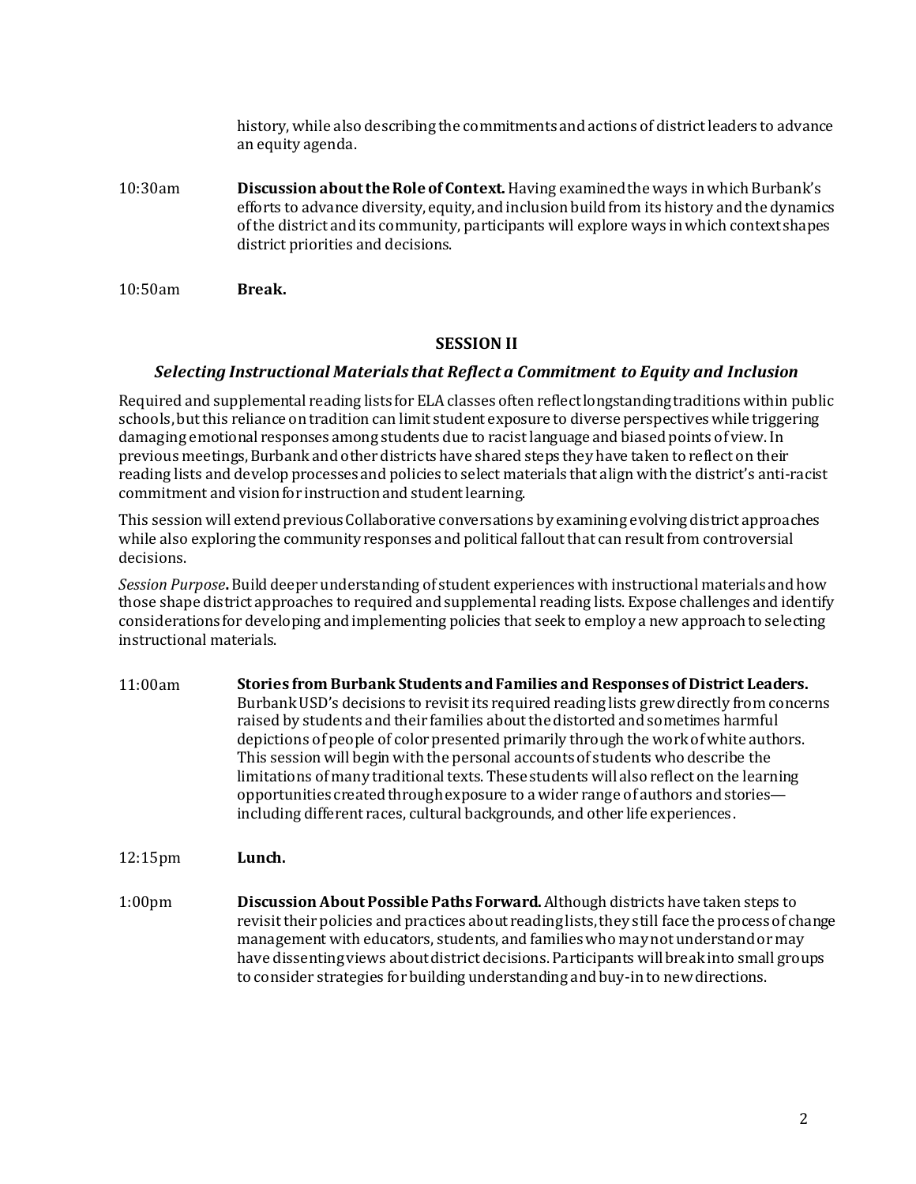history, while also describing the commitments and actions of district leaders to advance an equity agenda.

10:30am **Discussion about the Role of Context.** Having examined the ways in which Burbank's efforts to advance diversity, equity, and inclusion build from its history and the dynamics of the district and its community, participants will explore ways in which context shapes district priorities and decisions.

10:50am **Break.**

## SESSION II

### *Selecting Instructional Materials that Reflect a Commitment to Equity and Inclusion*

Required and supplemental reading lists for ELA classes often reflect longstanding traditions within public schools, but this reliance on tradition can limit student exposure to diverse perspectives while triggering damaging emotional responses among students due to racist language and biased points of view. In previous meetings, Burbank and other districts have shared steps they have taken to reflect on their reading lists and develop processes and policies to select materials that align with the district's anti-racist commitment and vision for instruction and student learning.

This session will extend previous Collaborative conversations by examining evolving district approaches while also exploring the community responses and political fallout that can result from controversial decisions.

*Session Purpose***.** Build deeper understanding of student experiences with instructional materials and how those shape district approaches to required and supplemental reading lists. Expose challenges and identify considerations for developing and implementing policies that seek to employ a new approach to selecting instructional materials.

11:00am **Stories from Burbank Students and Families and Responses of District Leaders.** Burbank USD's decisions to revisit its required reading lists grew directly from concerns raised by students and their families about the distorted and sometimes harmful depictions of people of color presented primarily through the work of white authors. This session will begin with the personal accounts of students who describe the limitations of many traditional texts. These students will also reflect on the learning opportunities created through exposure to a wider range of authors and stories—including different races, cultural backgrounds, and other life experiences.

12:15pm **Lunch.**

1:00pm **Discussion About Possible Paths Forward.** Although districts have taken steps to revisit their policies and practices about reading lists, they still face the process of change management with educators, students, and families who may not understand or may have dissenting views about district decisions. Participants will break into small groups to consider strategies for building understanding and buy-in to new directions.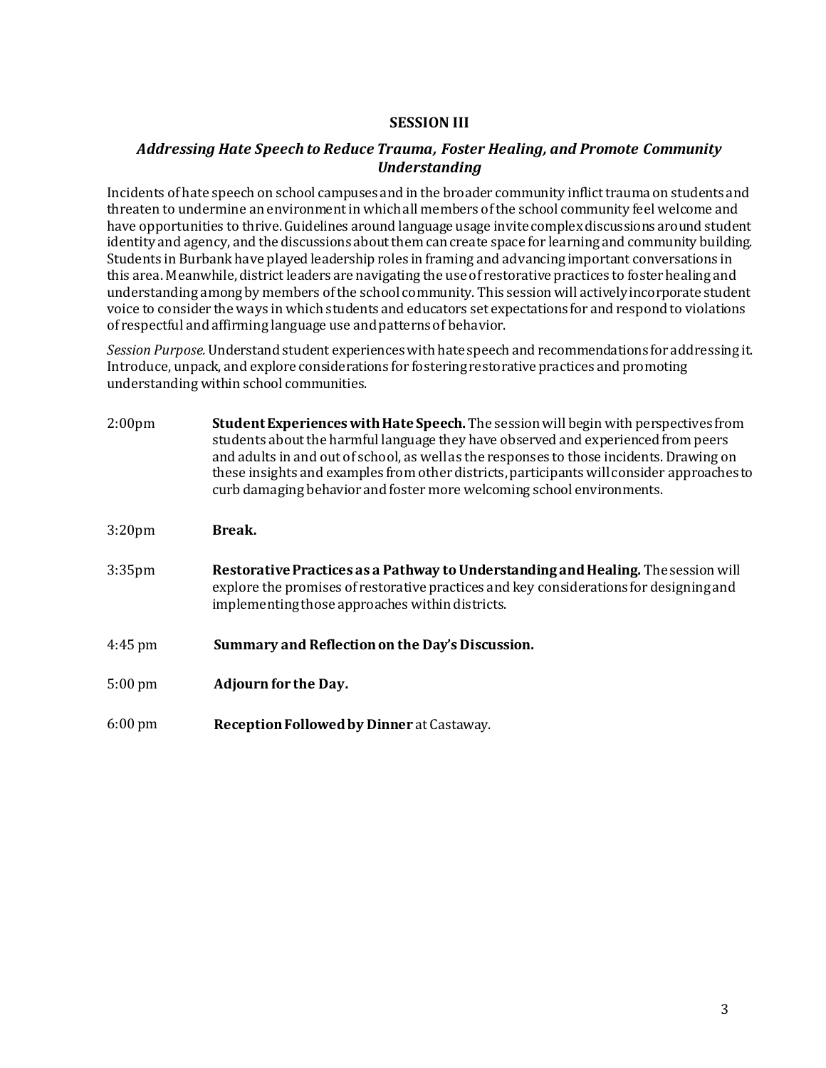## SESSION III

### *Addressing Hate Speech to Reduce Trauma, Foster Healing, and Promote Community Understanding*

Incidents of hate speech on school campuses and in the broader community inflict trauma on students and threaten to undermine an environment in which all members of the school community feel welcome and have opportunities to thrive. Guidelines around language usage invite complex discussions around student identity and agency, and the discussions about them can create space for learning and community building. Students in Burbank have played leadership roles in framing and advancing important conversations in this area. Meanwhile, district leaders are navigating the use of restorative practices to foster healing and understanding among by members of the school community. This session will actively incorporate student voice to consider the ways in which students and educators set expectations for and respond to violations of respectful and affirming language use and patterns of behavior.

*Session Purpose.* Understand student experiences with hate speech and recommendations for addressing it. Introduce, unpack, and explore considerations for fostering restorative practices and promoting understanding within school communities.

| | |
|---|---|
| 2:00pm | **Student Experiences with Hate Speech.** The session will begin with perspectives from students about the harmful language they have observed and experienced from peers and adults in and out of school, as well as the responses to those incidents. Drawing on these insights and examples from other districts, participants will consider approaches to curb damaging behavior and foster more welcoming school environments. |
| 3:20pm | **Break.** |
| 3:35pm | **Restorative Practices as a Pathway to Understanding and Healing.** The session will explore the promises of restorative practices and key considerations for designing and implementing those approaches within districts. |
| 4:45 pm | **Summary and Reflection on the Day's Discussion.** |
| 5:00 pm | **Adjourn for the Day.** |
| 6:00 pm | **Reception Followed by Dinner** at Castaway. |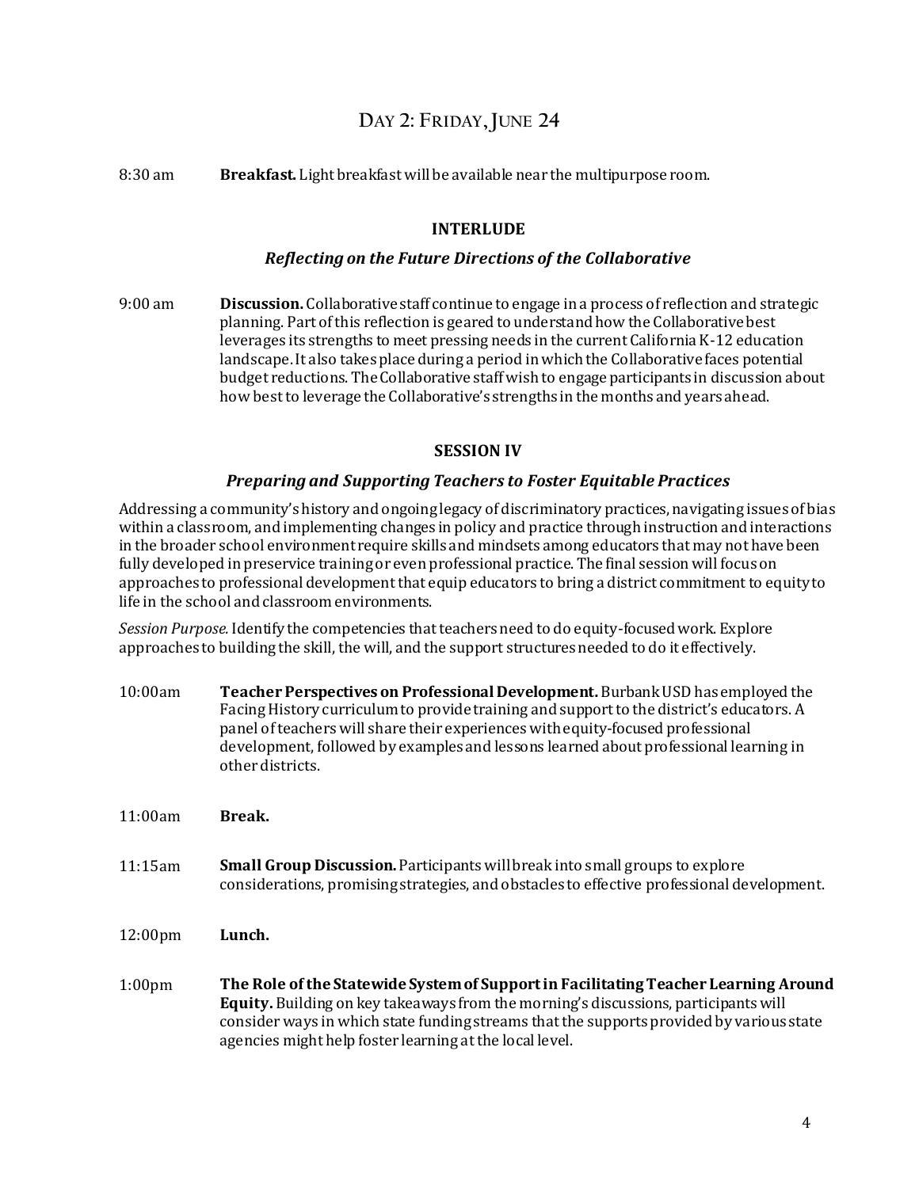# Day 2: Friday, June 24

8:30 am **Breakfast.** Light breakfast will be available near the multipurpose room.

## INTERLUDE

### *Reflecting on the Future Directions of the Collaborative*

9:00 am **Discussion.** Collaborative staff continue to engage in a process of reflection and strategic planning. Part of this reflection is geared to understand how the Collaborative best leverages its strengths to meet pressing needs in the current California K-12 education landscape. It also takes place during a period in which the Collaborative faces potential budget reductions. The Collaborative staff wish to engage participants in discussion about how best to leverage the Collaborative's strengths in the months and years ahead.

## SESSION IV

### *Preparing and Supporting Teachers to Foster Equitable Practices*

Addressing a community's history and ongoing legacy of discriminatory practices, navigating issues of bias within a classroom, and implementing changes in policy and practice through instruction and interactions in the broader school environment require skills and mindsets among educators that may not have been fully developed in preservice training or even professional practice. The final session will focus on approaches to professional development that equip educators to bring a district commitment to equity to life in the school and classroom environments.

*Session Purpose.* Identify the competencies that teachers need to do equity-focused work. Explore approaches to building the skill, the will, and the support structures needed to do it effectively.

10:00am **Teacher Perspectives on Professional Development.** Burbank USD has employed the Facing History curriculum to provide training and support to the district's educators. A panel of teachers will share their experiences with equity-focused professional development, followed by examples and lessons learned about professional learning in other districts.

11:00am **Break.**

11:15am **Small Group Discussion.** Participants will break into small groups to explore considerations, promising strategies, and obstacles to effective professional development.

12:00pm **Lunch.**

1:00pm **The Role of the Statewide System of Support in Facilitating Teacher Learning Around Equity.** Building on key takeaways from the morning's discussions, participants will consider ways in which state funding streams that the supports provided by various state agencies might help foster learning at the local level.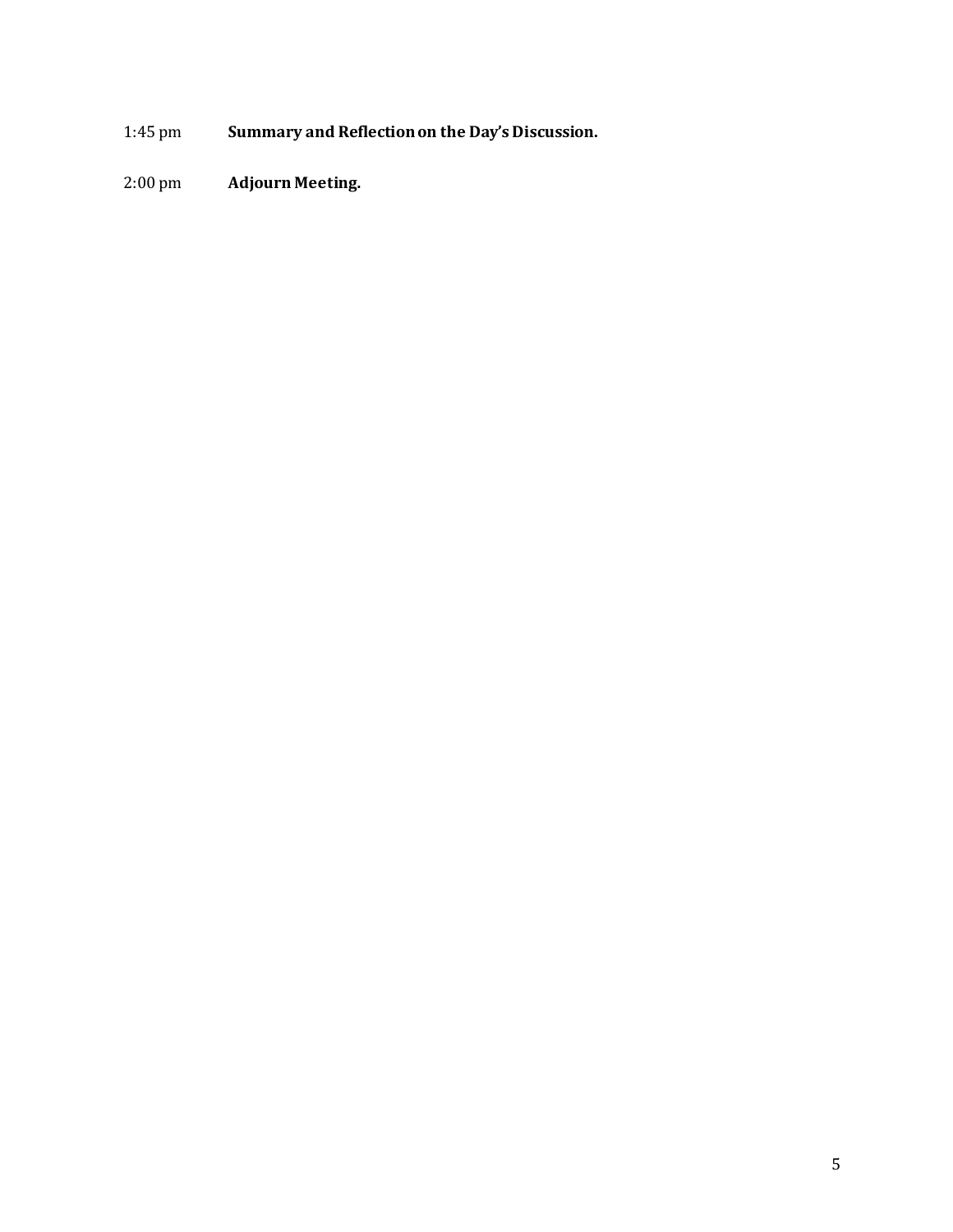| | |
|---|---|
| 1:45 pm | **Summary and Reflection on the Day's Discussion.** |
| 2:00 pm | **Adjourn Meeting.** |